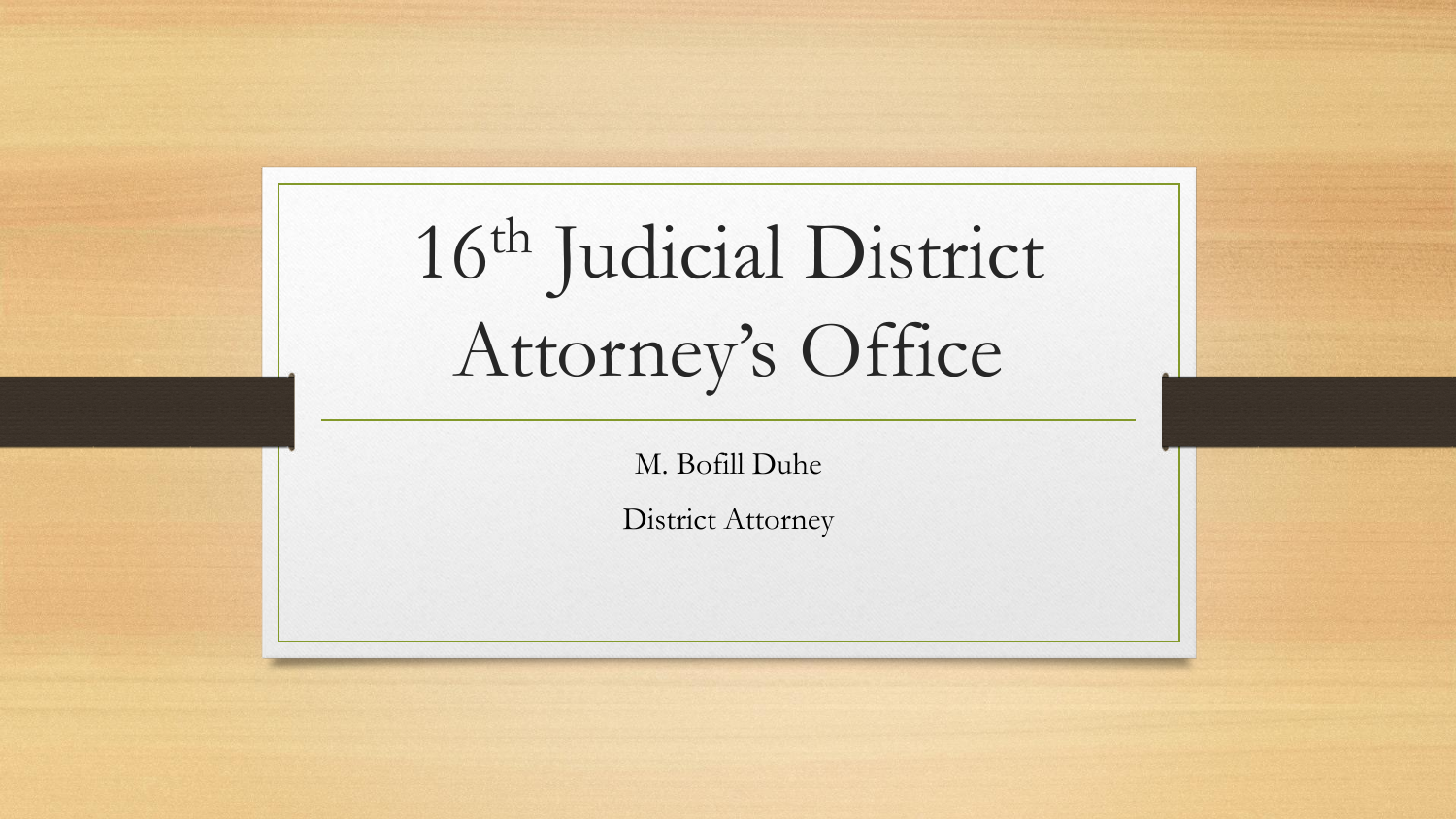# 16th Judicial District Attorney's Office

M. Bofill Duhe

District Attorney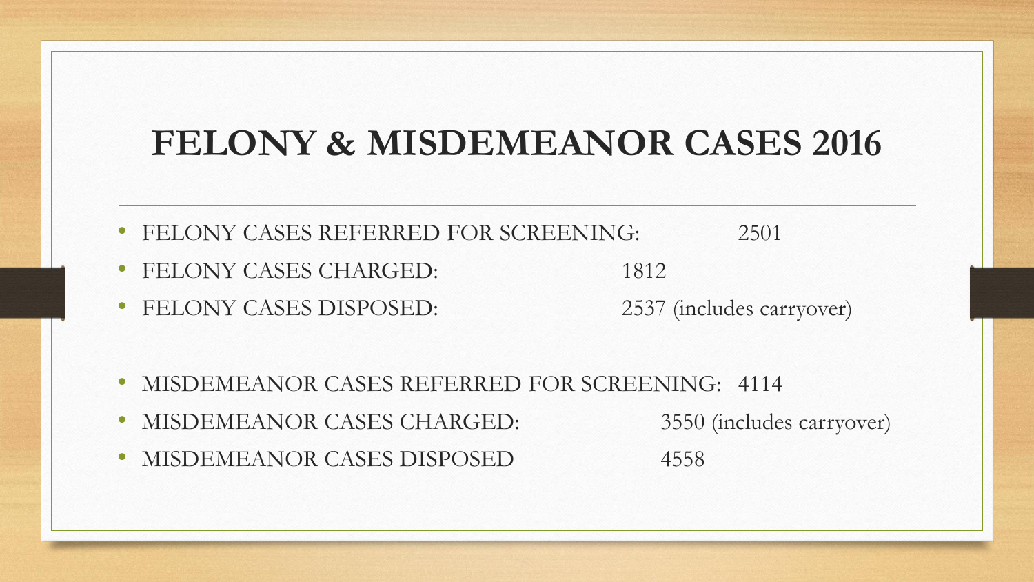# FELONY & MISDEMEANOR CASES 2016

- FELONY CASES REFERRED FOR SCREENING: 2501
- FELONY CASES CHARGED: 1812
- FELONY CASES DISPOSED: 2537 (includes carryover)

- MISDEMEANOR CASES REFERRED FOR SCREENING: 4114
- MISDEMEANOR CASES CHARGED: 3550 (includes carryover)
- MISDEMEANOR CASES DISPOSED 4558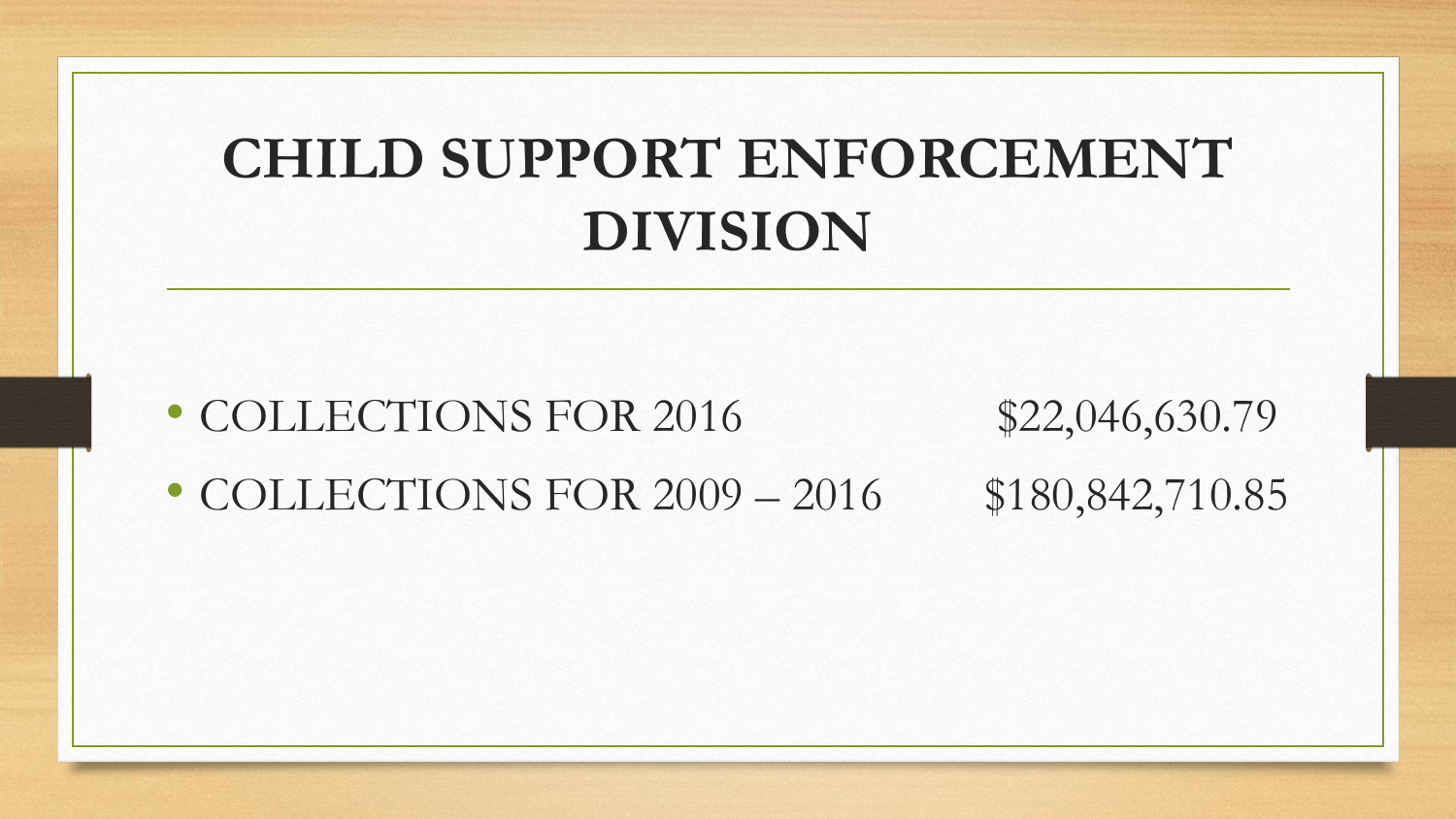# CHILD SUPPORT ENFORCEMENT DIVISION

- COLLECTIONS FOR 2016 $22,046,630.79
- COLLECTIONS FOR 2009 – 2016 $180,842,710.85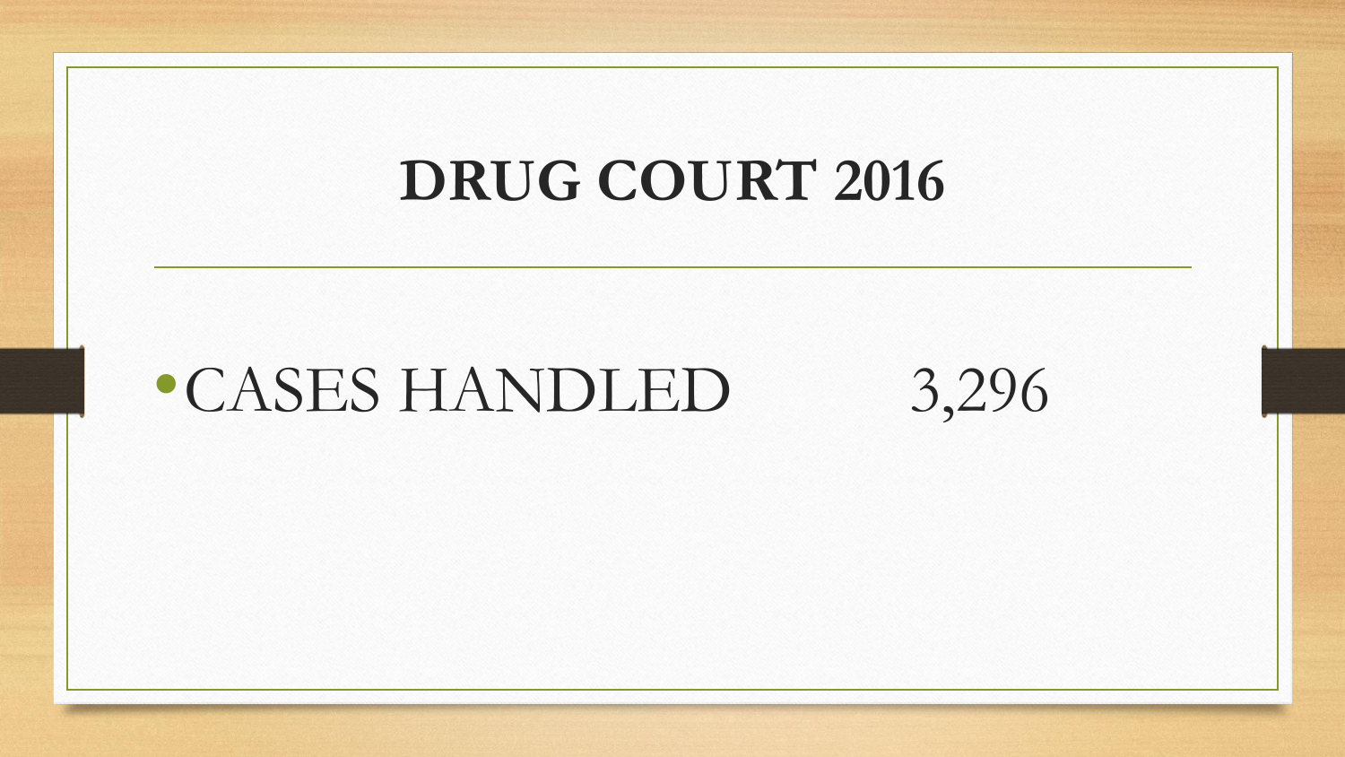# DRUG COURT 2016

- CASES HANDLED 3,296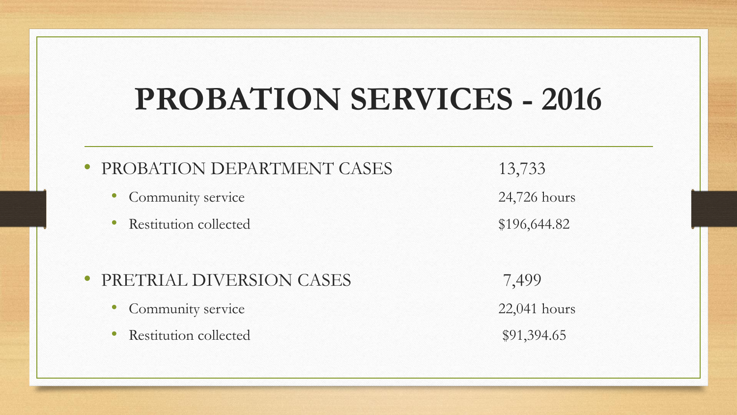# PROBATION SERVICES - 2016

- PROBATION DEPARTMENT CASES 13,733
  - Community service 24,726 hours
  - Restitution collected $196,644.82

- PRETRIAL DIVERSION CASES 7,499
  - Community service 22,041 hours
  - Restitution collected $91,394.65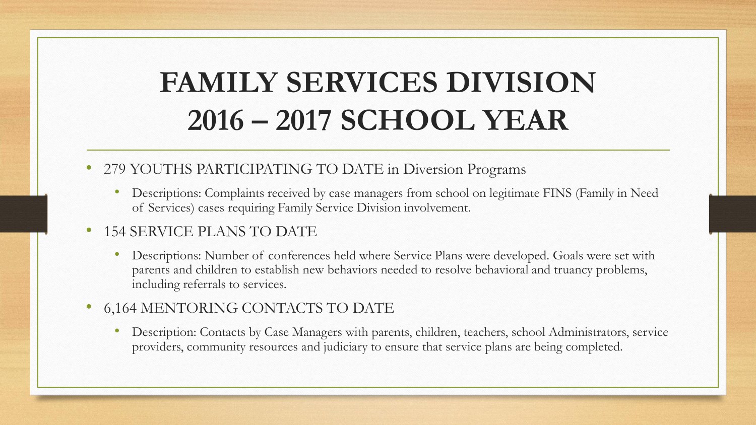# FAMILY SERVICES DIVISION 2016 – 2017 SCHOOL YEAR

- 279 YOUTHS PARTICIPATING TO DATE in Diversion Programs
  - Descriptions: Complaints received by case managers from school on legitimate FINS (Family in Need of Services) cases requiring Family Service Division involvement.
- 154 SERVICE PLANS TO DATE
  - Descriptions: Number of conferences held where Service Plans were developed. Goals were set with parents and children to establish new behaviors needed to resolve behavioral and truancy problems, including referrals to services.
- 6,164 MENTORING CONTACTS TO DATE
  - Description: Contacts by Case Managers with parents, children, teachers, school Administrators, service providers, community resources and judiciary to ensure that service plans are being completed.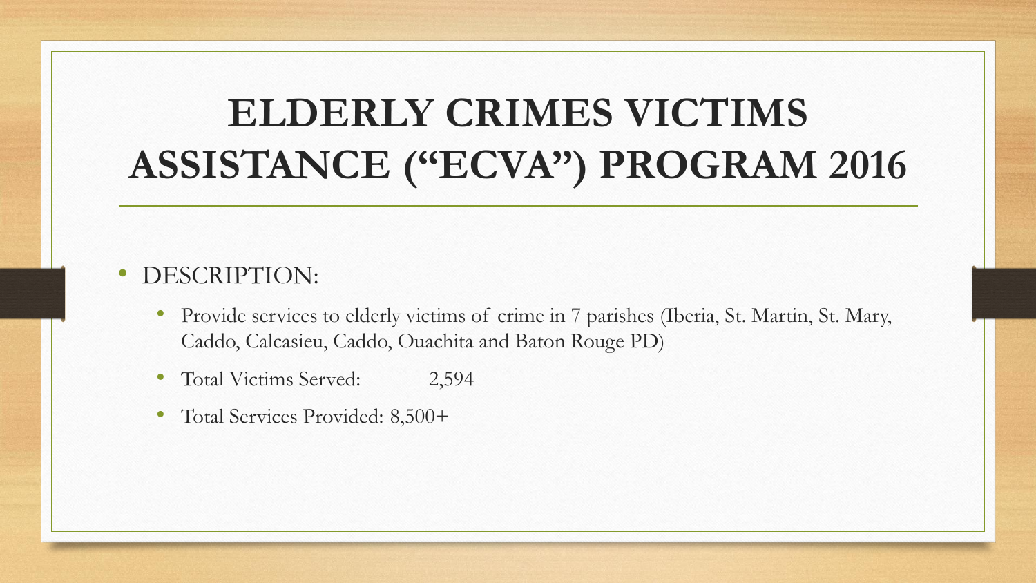# ELDERLY CRIMES VICTIMS ASSISTANCE ("ECVA") PROGRAM 2016

- DESCRIPTION:
  - Provide services to elderly victims of crime in 7 parishes (Iberia, St. Martin, St. Mary, Caddo, Calcasieu, Caddo, Ouachita and Baton Rouge PD)
  - Total Victims Served: 2,594
  - Total Services Provided: 8,500+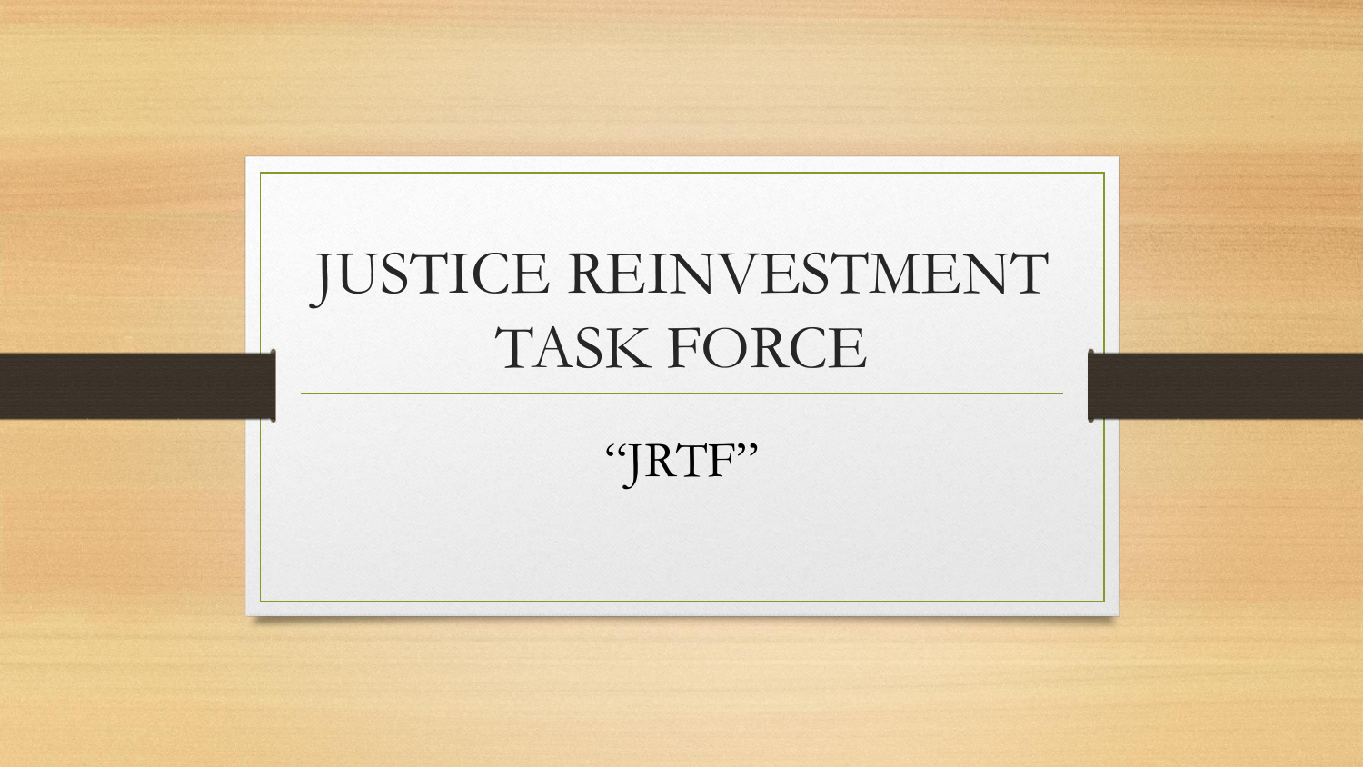# JUSTICE REINVESTMENT TASK FORCE

"JRTF"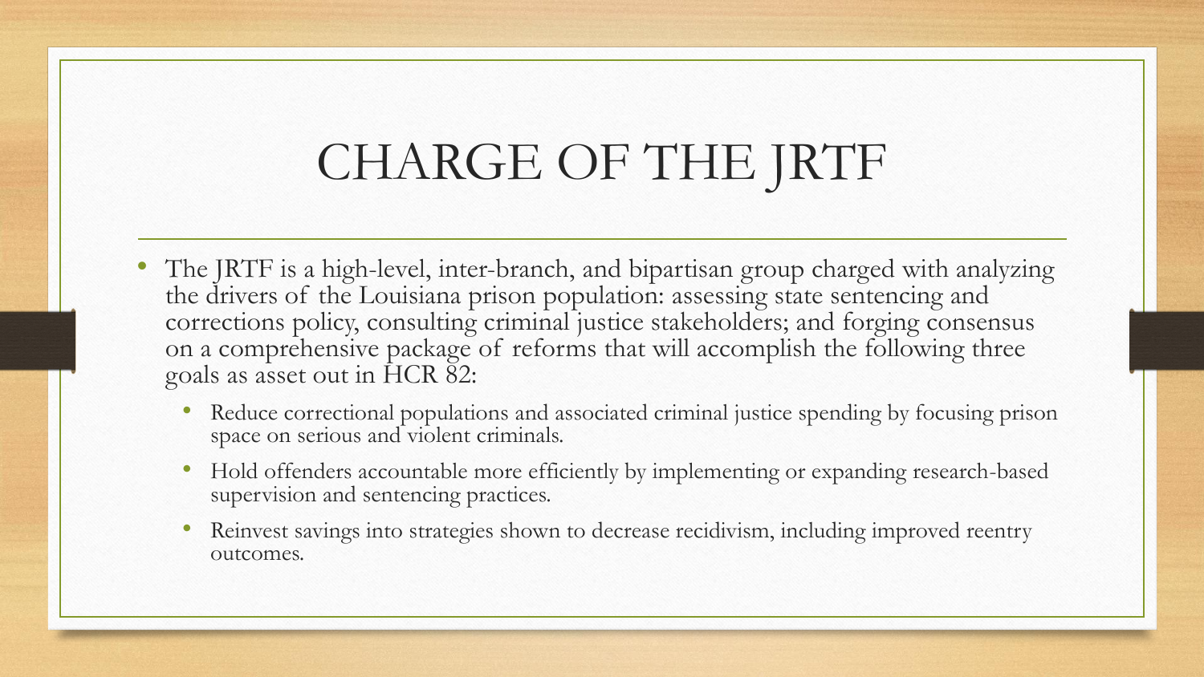# CHARGE OF THE JRTF

- The JRTF is a high-level, inter-branch, and bipartisan group charged with analyzing the drivers of the Louisiana prison population: assessing state sentencing and corrections policy, consulting criminal justice stakeholders; and forging consensus on a comprehensive package of reforms that will accomplish the following three goals as asset out in HCR 82:
  - Reduce correctional populations and associated criminal justice spending by focusing prison space on serious and violent criminals.
  - Hold offenders accountable more efficiently by implementing or expanding research-based supervision and sentencing practices.
  - Reinvest savings into strategies shown to decrease recidivism, including improved reentry outcomes.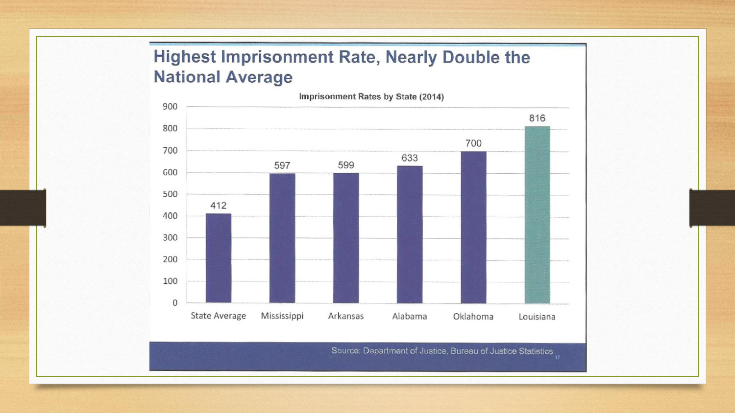# Highest Imprisonment Rate, Nearly Double the National Average

**Imprisonment Rates by State (2014)**

| State | Imprisonment Rate |
|---|---|
| State Average | 412 |
| Mississippi | 597 |
| Arkansas | 599 |
| Alabama | 633 |
| Oklahoma | 700 |
| Louisiana | 816 |

Source: Department of Justice, Bureau of Justice Statistics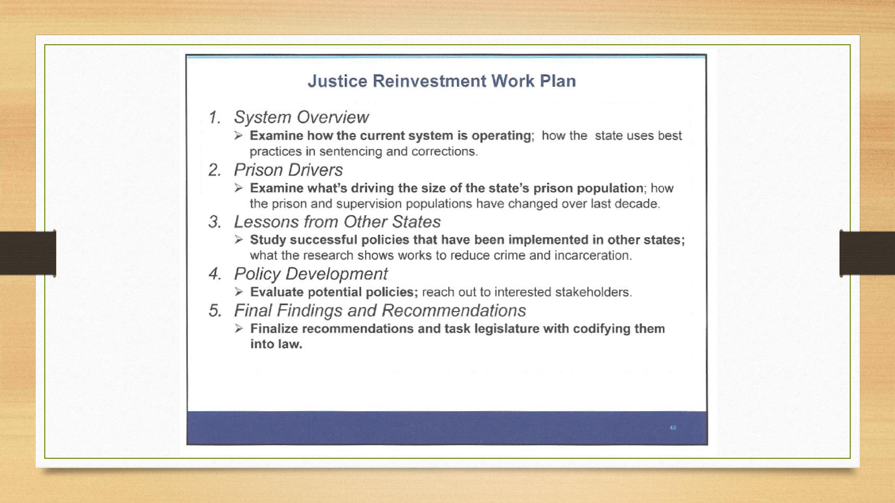# Justice Reinvestment Work Plan

1. *System Overview*
   - **Examine how the current system is operating**; how the state uses best practices in sentencing and corrections.
2. *Prison Drivers*
   - **Examine what's driving the size of the state's prison population**; how the prison and supervision populations have changed over last decade.
3. *Lessons from Other States*
   - **Study successful policies that have been implemented in other states;** what the research shows works to reduce crime and incarceration.
4. *Policy Development*
   - **Evaluate potential policies;** reach out to interested stakeholders.
5. *Final Findings and Recommendations*
   - **Finalize recommendations and task legislature with codifying them into law.**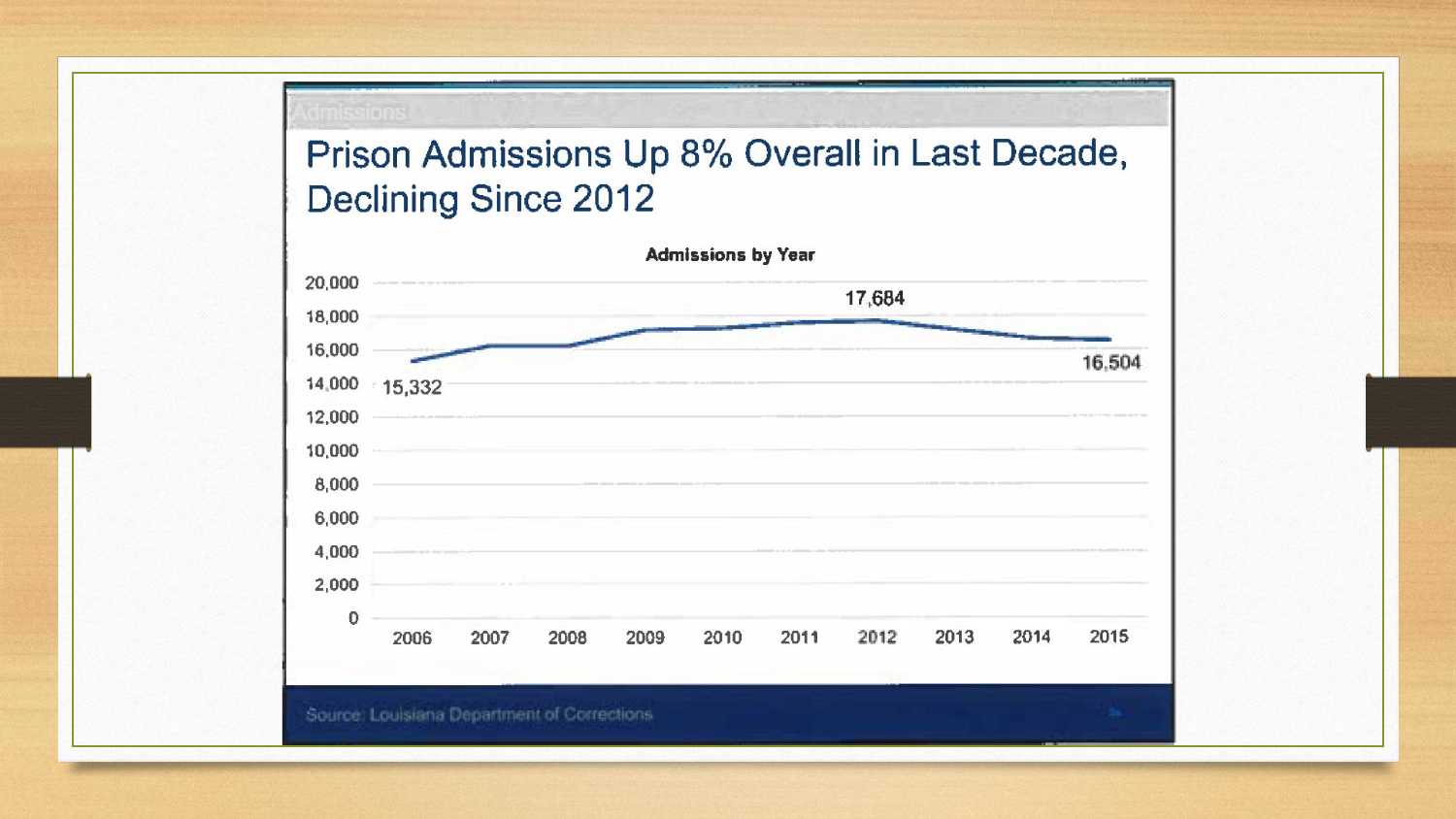Admissions

# Prison Admissions Up 8% Overall in Last Decade, Declining Since 2012

**Admissions by Year**

20,000
18,000
16,000
14,000
12,000
10,000
8,000
6,000
4,000
2,000
0

15,332
17,684
16,504

2006 2007 2008 2009 2010 2011 2012 2013 2014 2015

Source: Louisiana Department of Corrections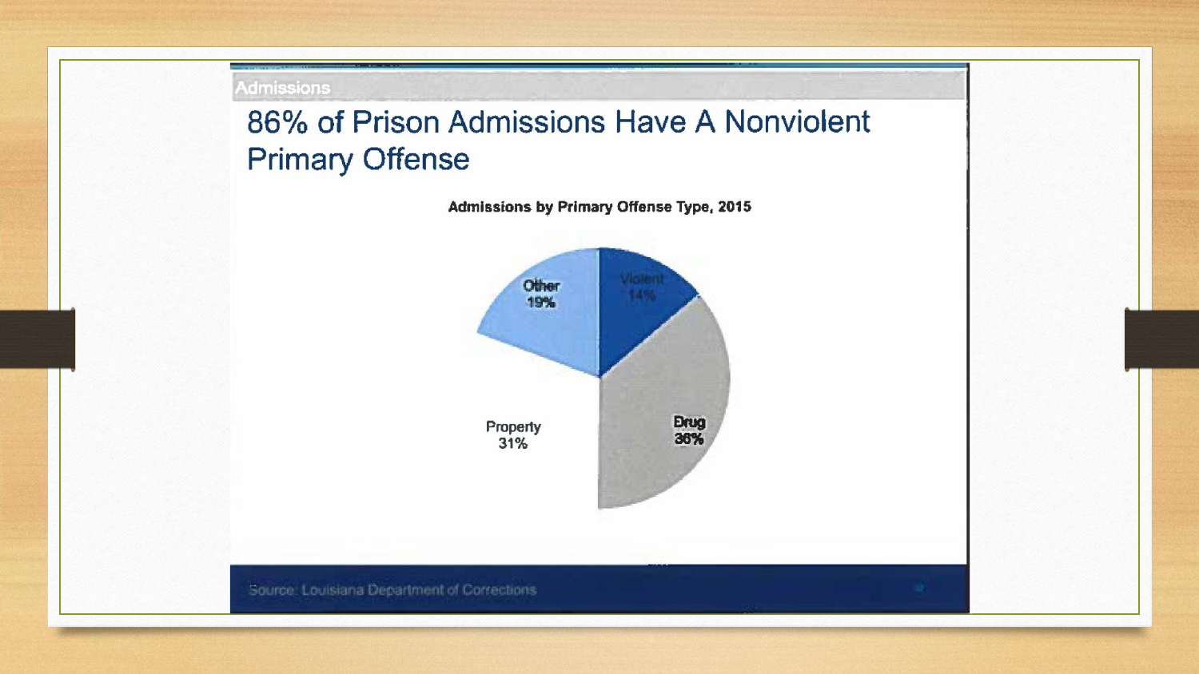Admissions

# 86% of Prison Admissions Have A Nonviolent Primary Offense

**Admissions by Primary Offense Type, 2015**

Violent 14%

Drug 36%

Property 31%

Other 19%

Source: Louisiana Department of Corrections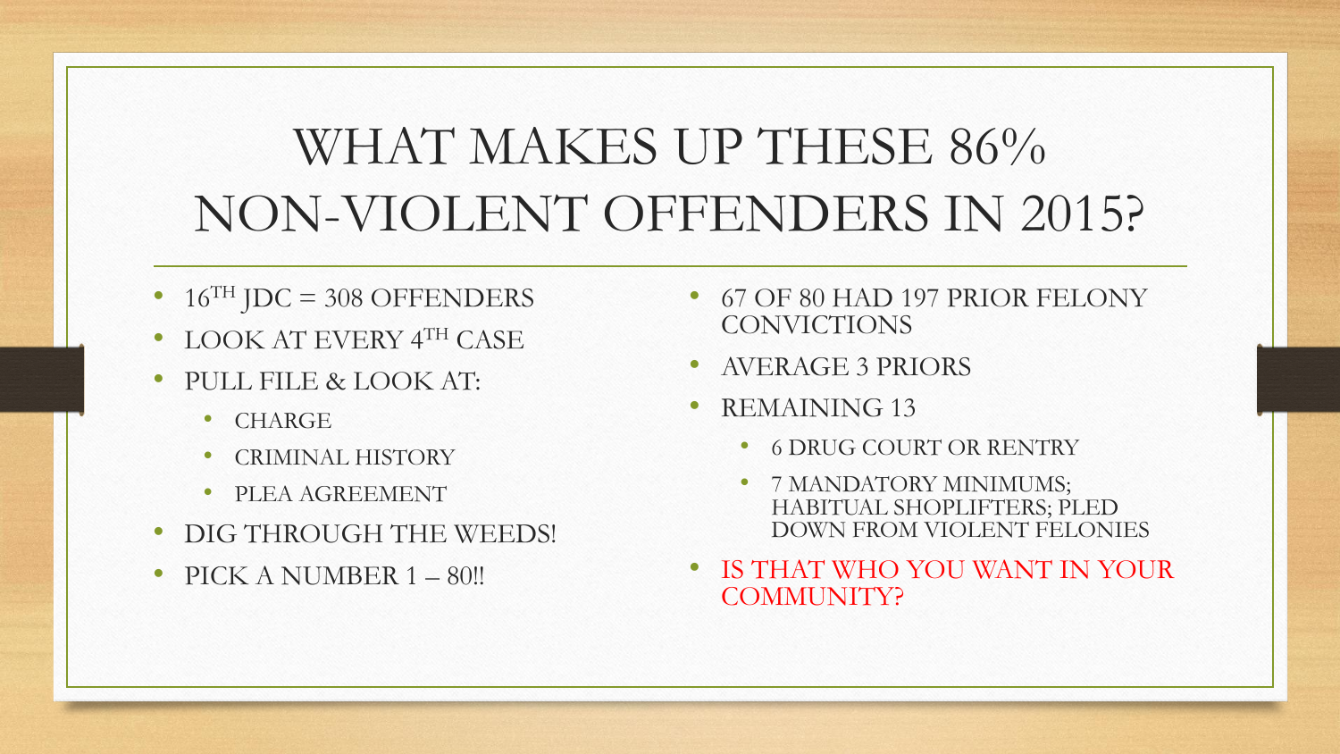# WHAT MAKES UP THESE 86% NON-VIOLENT OFFENDERS IN 2015?

- 16TH JDC = 308 OFFENDERS
- LOOK AT EVERY 4TH CASE
- PULL FILE & LOOK AT:
  - CHARGE
  - CRIMINAL HISTORY
  - PLEA AGREEMENT
- DIG THROUGH THE WEEDS!
- PICK A NUMBER 1 – 80!!

- 67 OF 80 HAD 197 PRIOR FELONY CONVICTIONS
- AVERAGE 3 PRIORS
- REMAINING 13
  - 6 DRUG COURT OR RENTRY
  - 7 MANDATORY MINIMUMS; HABITUAL SHOPLIFTERS; PLED DOWN FROM VIOLENT FELONIES
- IS THAT WHO YOU WANT IN YOUR COMMUNITY?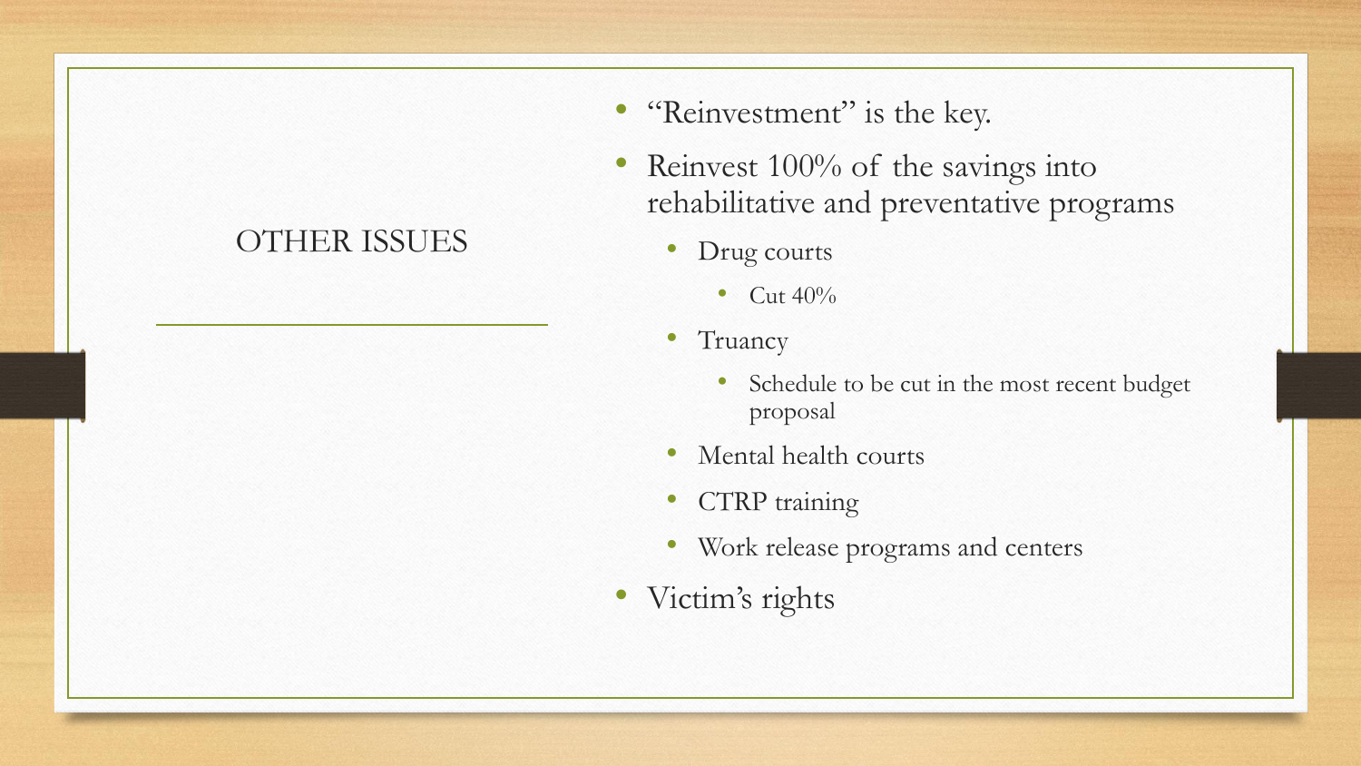# OTHER ISSUES

- "Reinvestment" is the key.
- Reinvest 100% of the savings into rehabilitative and preventative programs
  - Drug courts
    - Cut 40%
  - Truancy
    - Schedule to be cut in the most recent budget proposal
  - Mental health courts
  - CTRP training
  - Work release programs and centers
- Victim's rights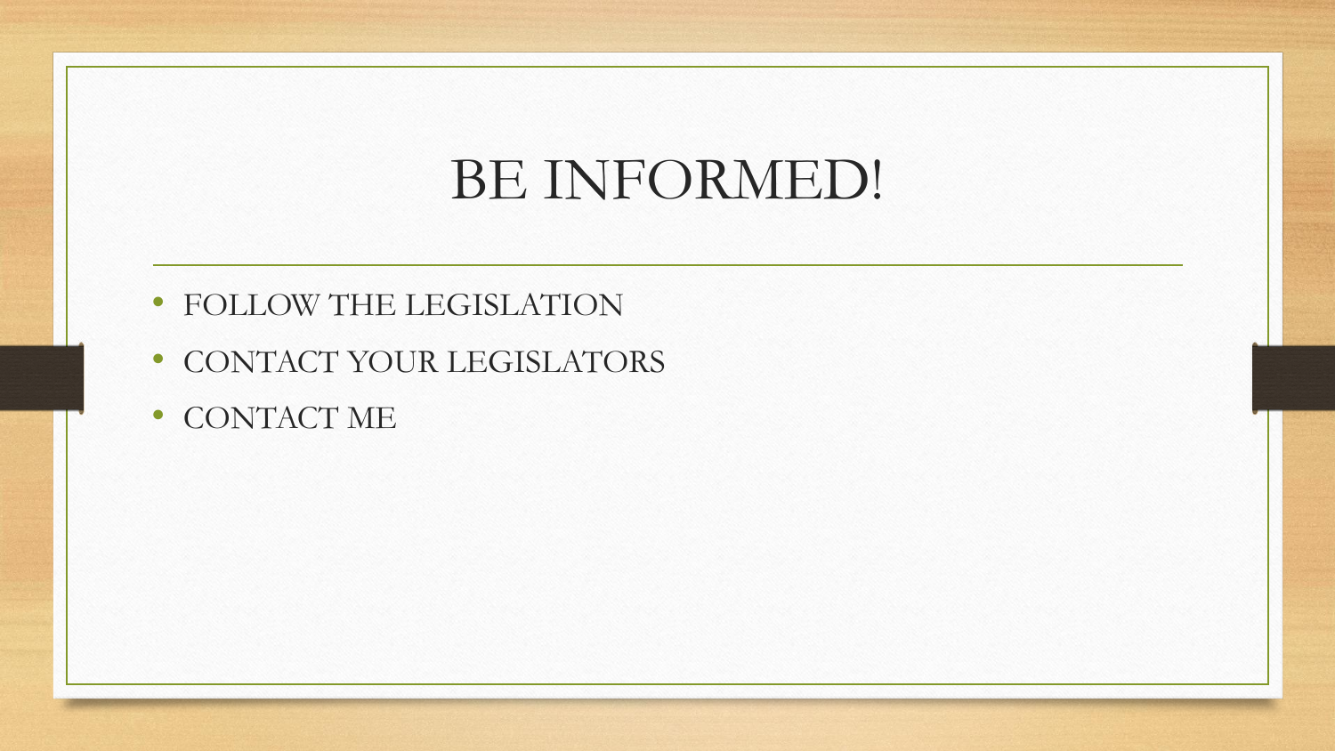# BE INFORMED!

- FOLLOW THE LEGISLATION
- CONTACT YOUR LEGISLATORS
- CONTACT ME